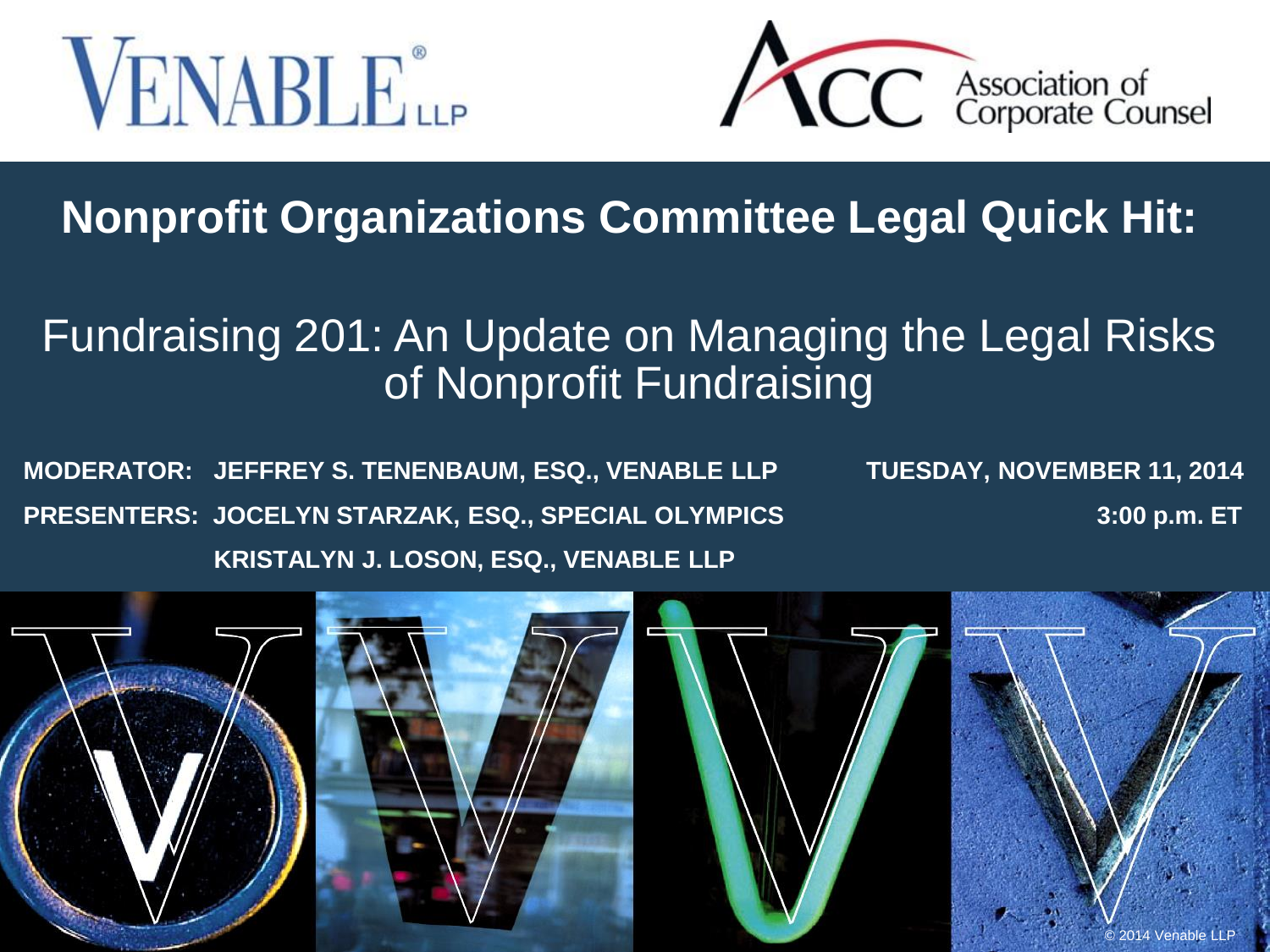# Nonprofit Organizations Committee Legal Quick Hit:

## Fundraising 201: An Update on Managing the Legal Risks of Nonprofit Fundraising

**MODERATOR:** JEFFREY S. TENENBAUM, ESQ., VENABLE LLP

**PRESENTERS:** JOCELYN STARZAK, ESQ., SPECIAL OLYMPICS

KRISTALYN J. LOSON, ESQ., VENABLE LLP

**TUESDAY, NOVEMBER 11, 2014**

**3:00 p.m. ET**

© 2014 Venable LLP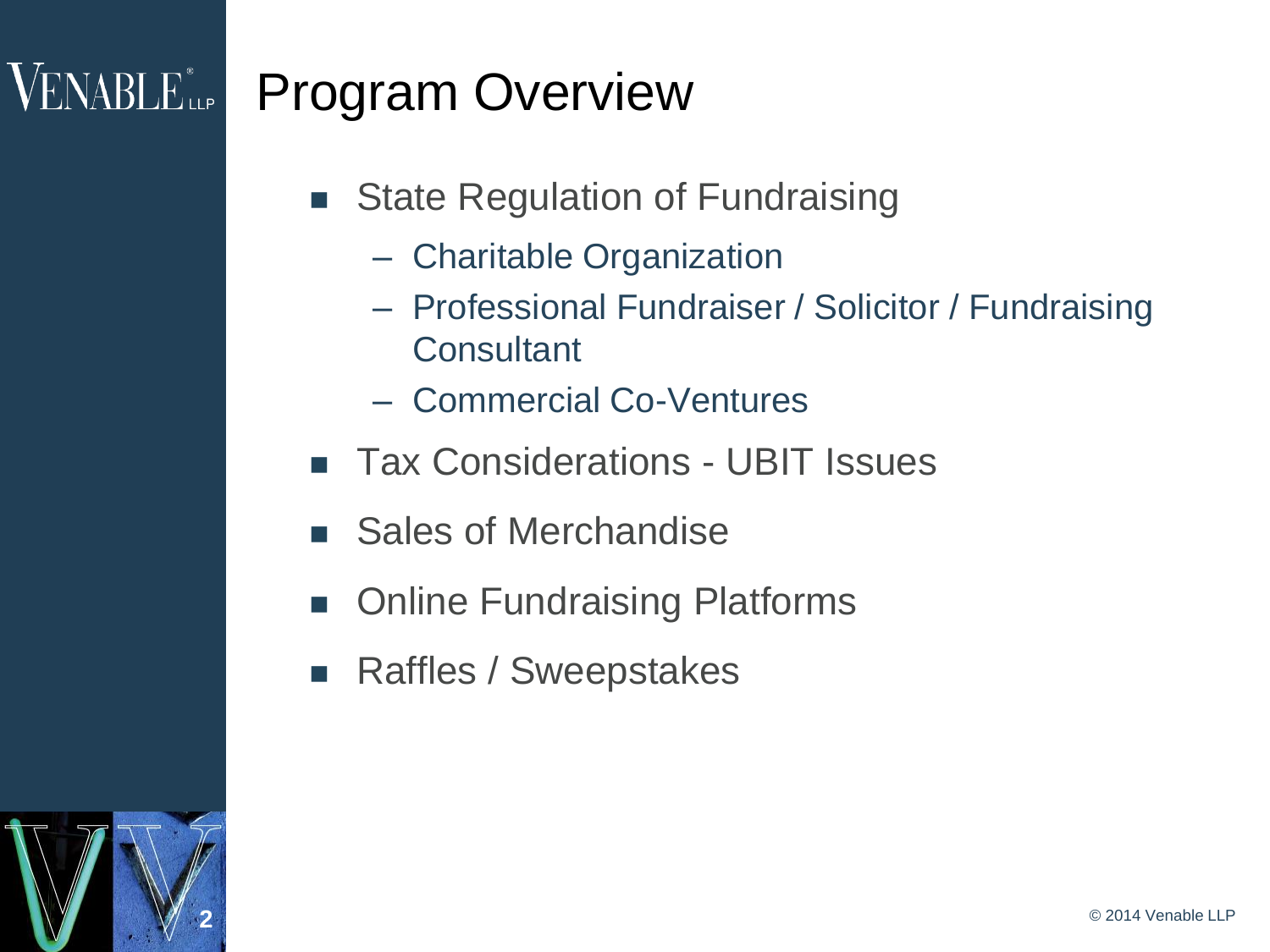# Program Overview

- State Regulation of Fundraising
  - Charitable Organization
  - Professional Fundraiser / Solicitor / Fundraising Consultant
  - Commercial Co-Ventures
- Tax Considerations - UBIT Issues
- Sales of Merchandise
- Online Fundraising Platforms
- Raffles / Sweepstakes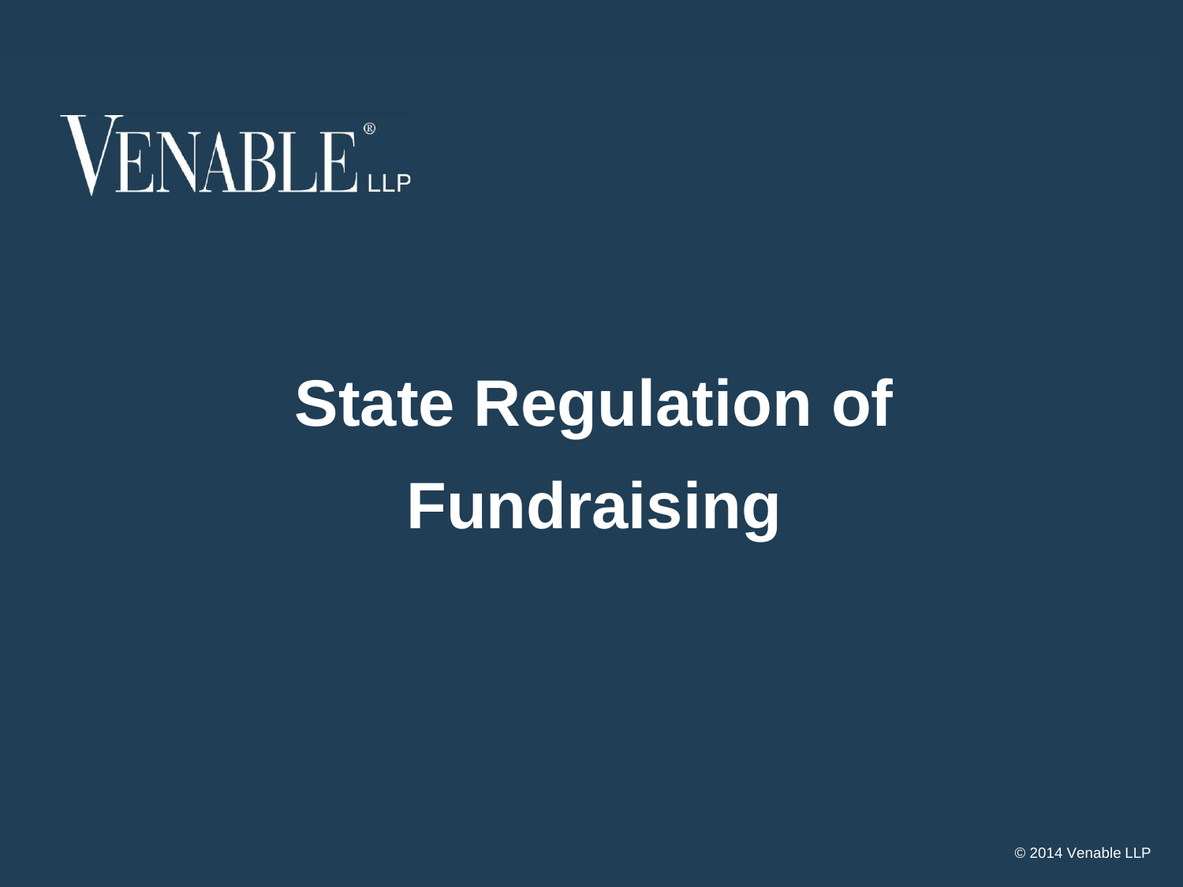# State Regulation of Fundraising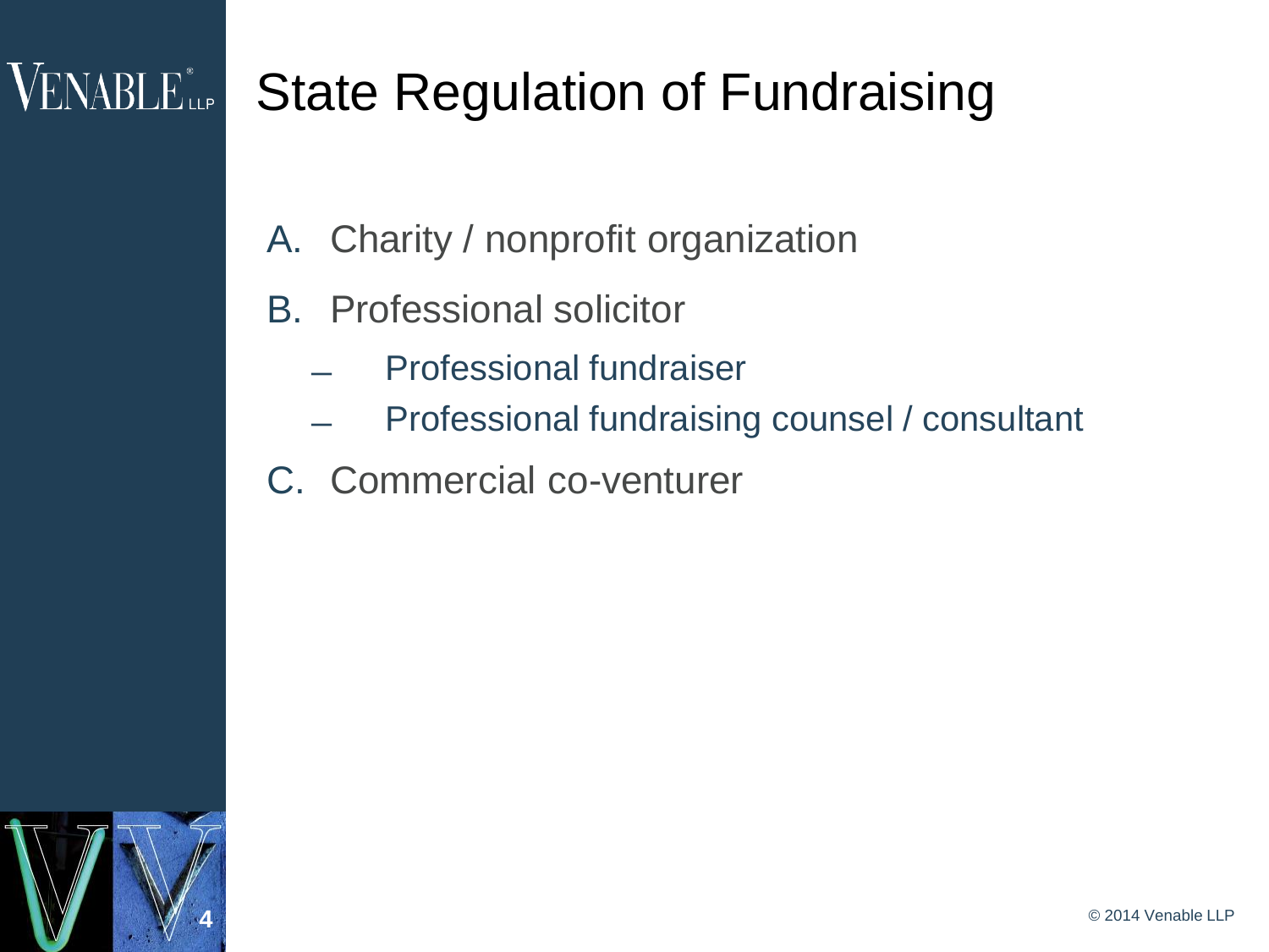# State Regulation of Fundraising

A. Charity / nonprofit organization

B. Professional solicitor
   - Professional fundraiser
   - Professional fundraising counsel / consultant

C. Commercial co-venturer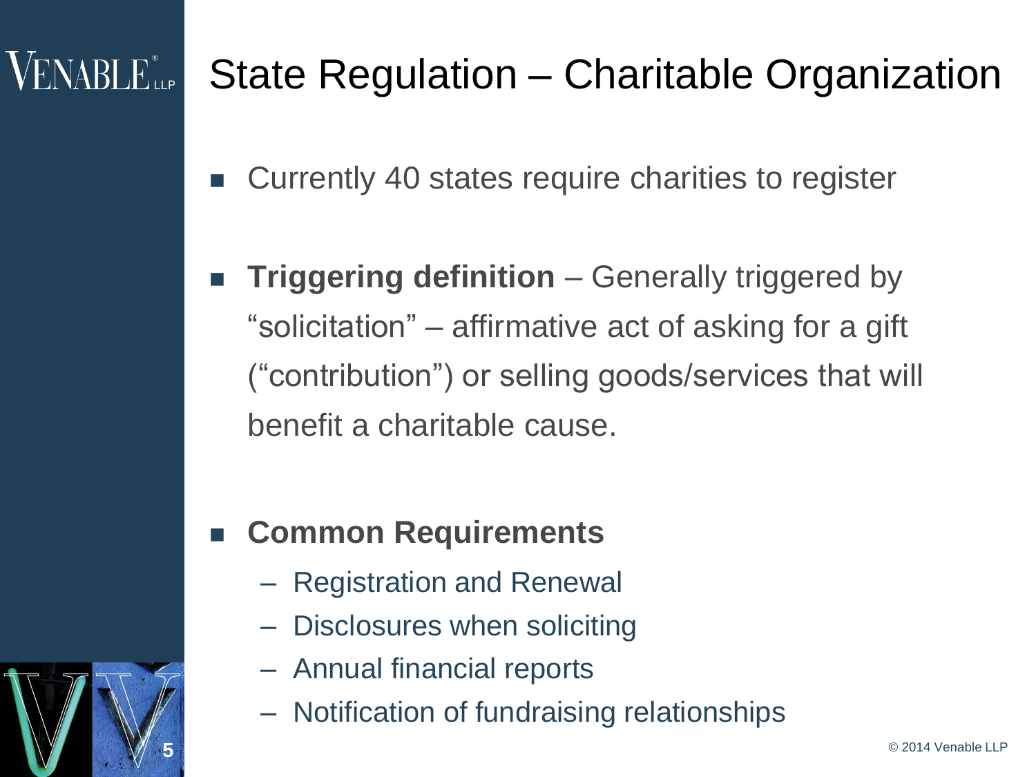# State Regulation – Charitable Organization

- Currently 40 states require charities to register
- **Triggering definition** – Generally triggered by "solicitation" – affirmative act of asking for a gift ("contribution") or selling goods/services that will benefit a charitable cause.
- **Common Requirements**
  - Registration and Renewal
  - Disclosures when soliciting
  - Annual financial reports
  - Notification of fundraising relationships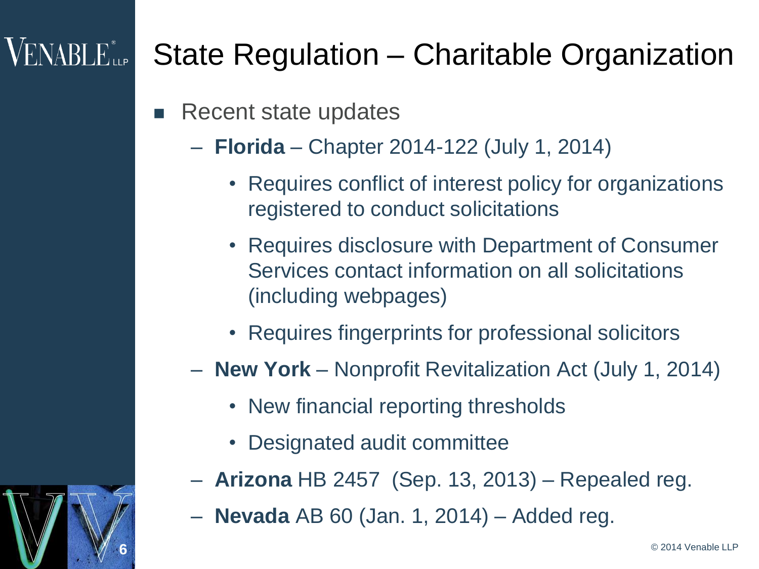# State Regulation – Charitable Organization

- Recent state updates
  - **Florida** – Chapter 2014-122 (July 1, 2014)
    - Requires conflict of interest policy for organizations registered to conduct solicitations
    - Requires disclosure with Department of Consumer Services contact information on all solicitations (including webpages)
    - Requires fingerprints for professional solicitors
  - **New York** – Nonprofit Revitalization Act (July 1, 2014)
    - New financial reporting thresholds
    - Designated audit committee
  - **Arizona** HB 2457 (Sep. 13, 2013) – Repealed reg.
  - **Nevada** AB 60 (Jan. 1, 2014) – Added reg.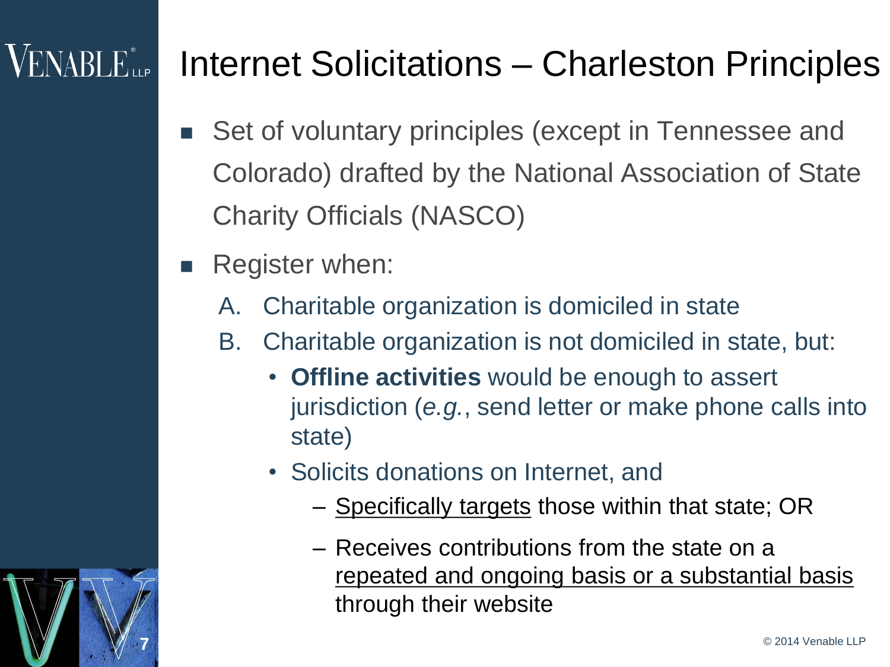# Internet Solicitations – Charleston Principles

- Set of voluntary principles (except in Tennessee and Colorado) drafted by the National Association of State Charity Officials (NASCO)
- Register when:
  A. Charitable organization is domiciled in state
  B. Charitable organization is not domiciled in state, but:
     - **Offline activities** would be enough to assert jurisdiction (*e.g.*, send letter or make phone calls into state)
     - Solicits donations on Internet, and
       – <u>Specifically targets</u> those within that state; OR
       – Receives contributions from the state on a <u>repeated and ongoing basis or a substantial basis</u> through their website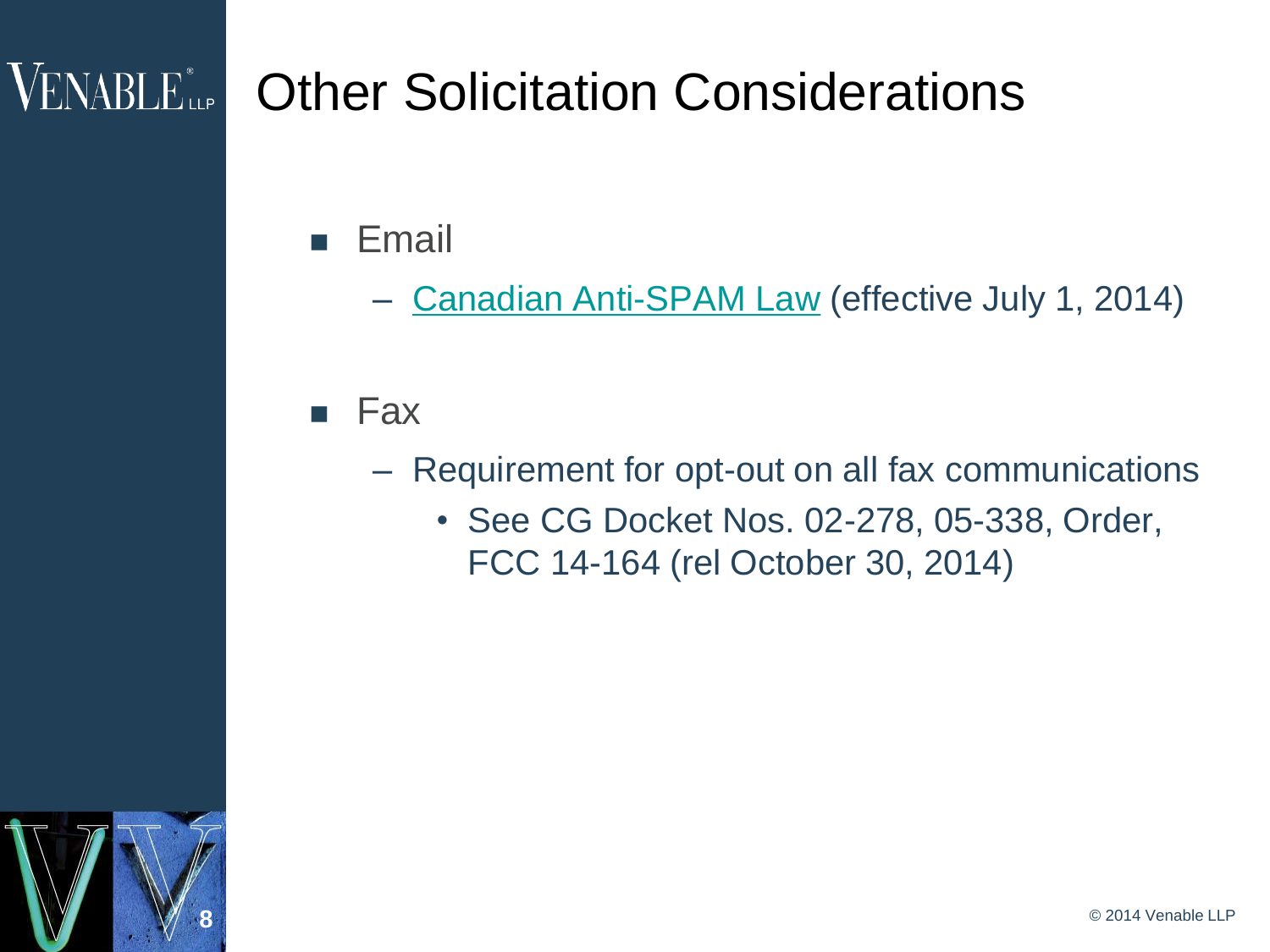# Other Solicitation Considerations

- Email
  - Canadian Anti-SPAM Law (effective July 1, 2014)
- Fax
  - Requirement for opt-out on all fax communications
    - See CG Docket Nos. 02-278, 05-338, Order, FCC 14-164 (rel October 30, 2014)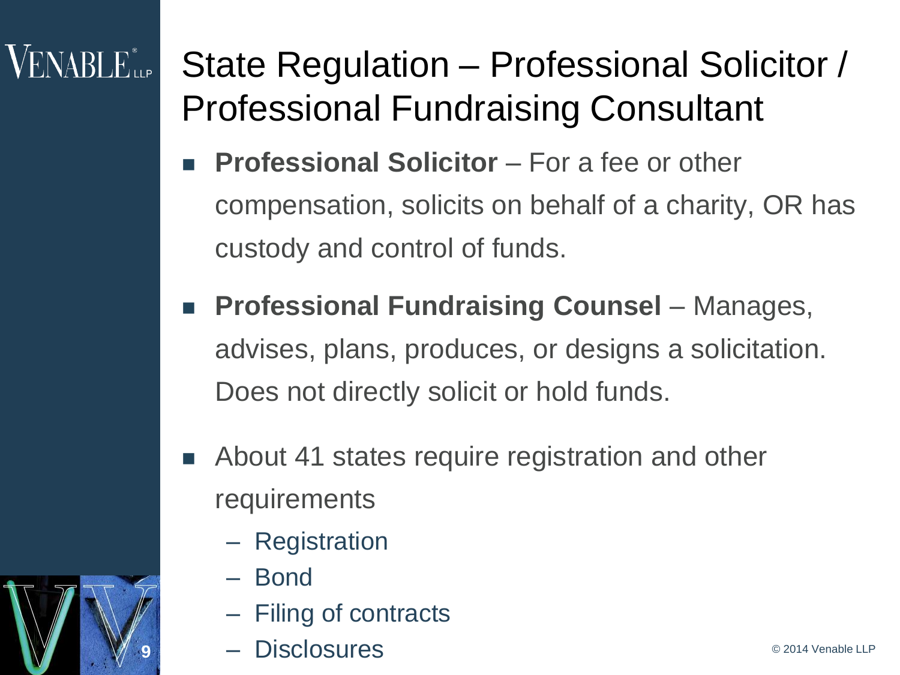# State Regulation – Professional Solicitor / Professional Fundraising Consultant

- **Professional Solicitor** – For a fee or other compensation, solicits on behalf of a charity, OR has custody and control of funds.
- **Professional Fundraising Counsel** – Manages, advises, plans, produces, or designs a solicitation. Does not directly solicit or hold funds.
- About 41 states require registration and other requirements
  - Registration
  - Bond
  - Filing of contracts
  - Disclosures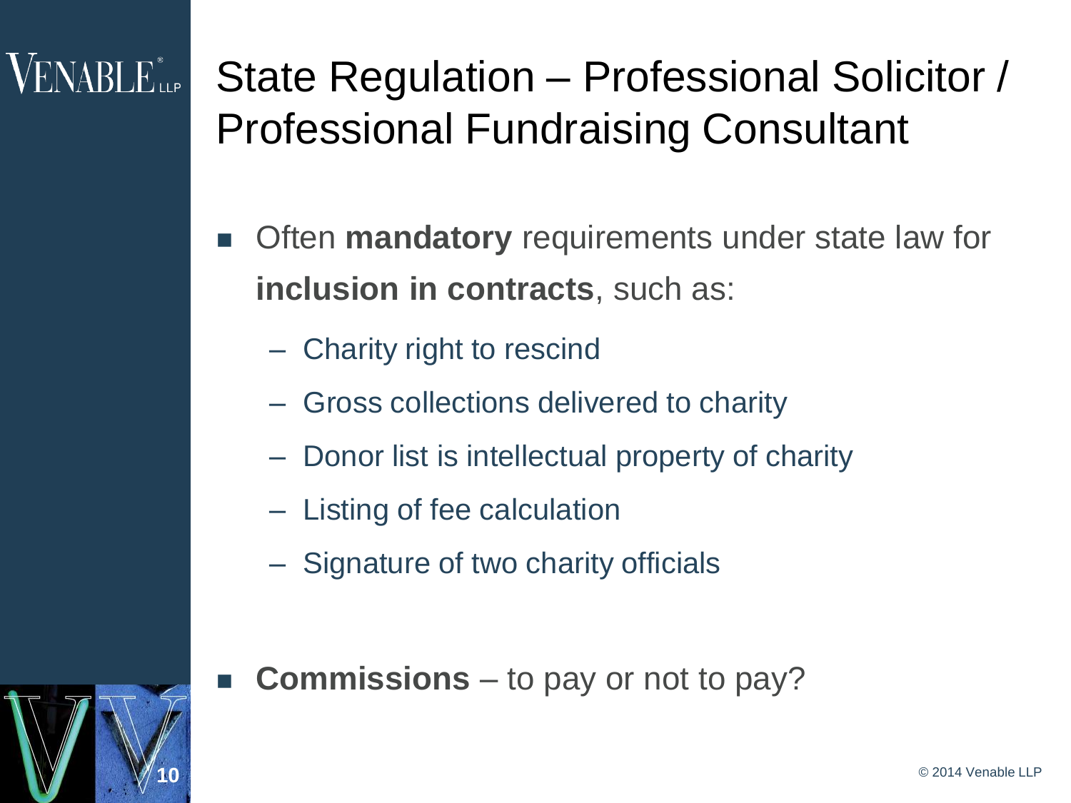# State Regulation – Professional Solicitor / Professional Fundraising Consultant

- Often **mandatory** requirements under state law for **inclusion in contracts**, such as:
  - Charity right to rescind
  - Gross collections delivered to charity
  - Donor list is intellectual property of charity
  - Listing of fee calculation
  - Signature of two charity officials
- **Commissions** – to pay or not to pay?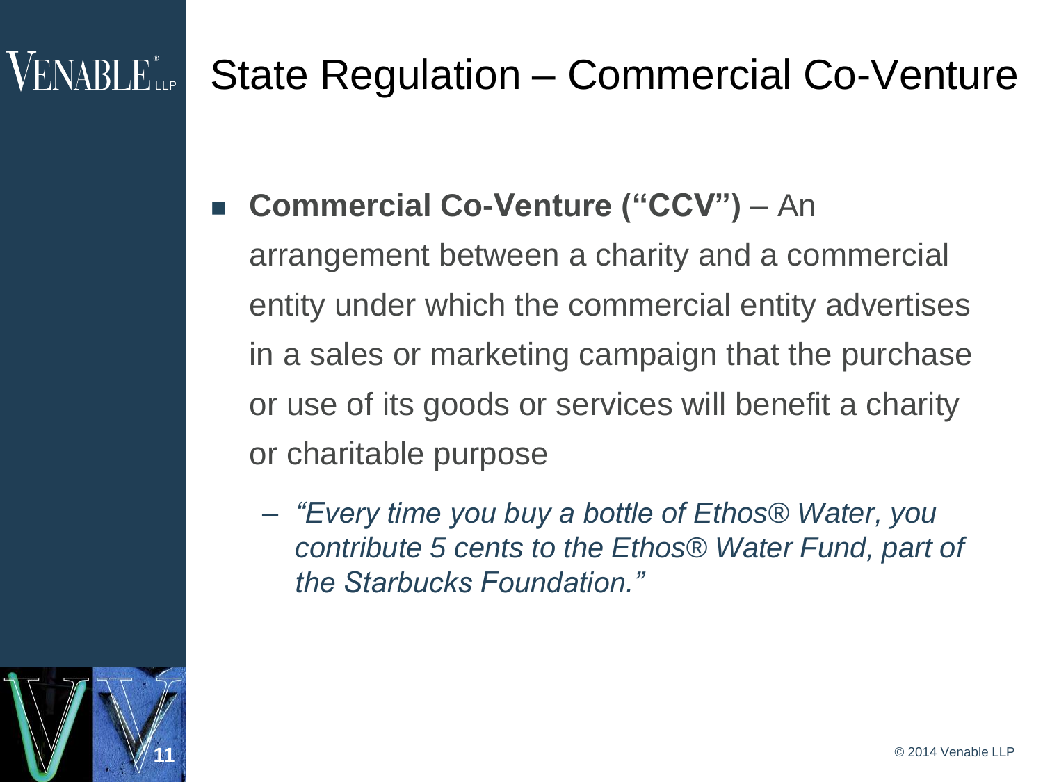# State Regulation – Commercial Co-Venture

- **Commercial Co-Venture ("CCV")** – An arrangement between a charity and a commercial entity under which the commercial entity advertises in a sales or marketing campaign that the purchase or use of its goods or services will benefit a charity or charitable purpose
  - *"Every time you buy a bottle of Ethos® Water, you contribute 5 cents to the Ethos® Water Fund, part of the Starbucks Foundation."*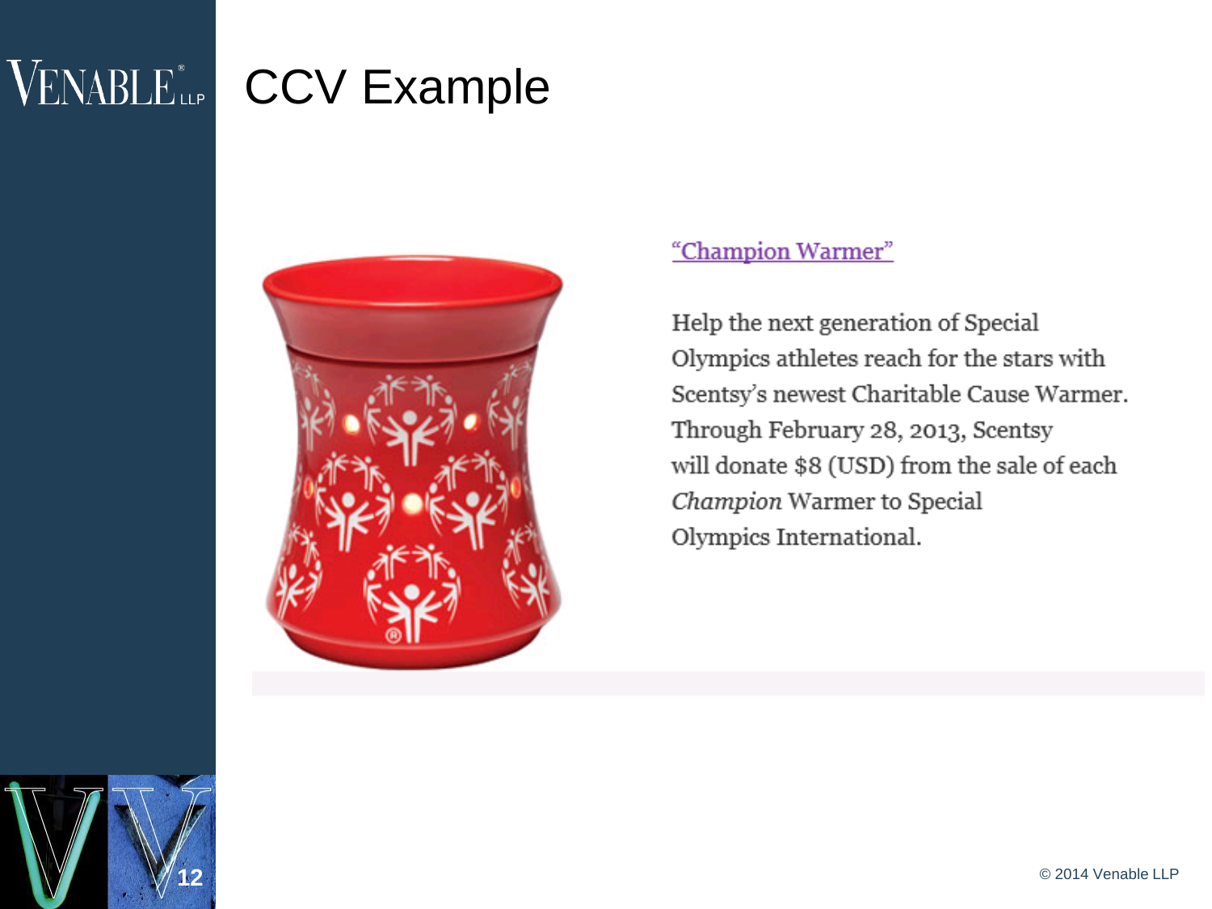# CCV Example

"Champion Warmer"

Help the next generation of Special Olympics athletes reach for the stars with Scentsy's newest Charitable Cause Warmer. Through February 28, 2013, Scentsy will donate $8 (USD) from the sale of each *Champion* Warmer to Special Olympics International.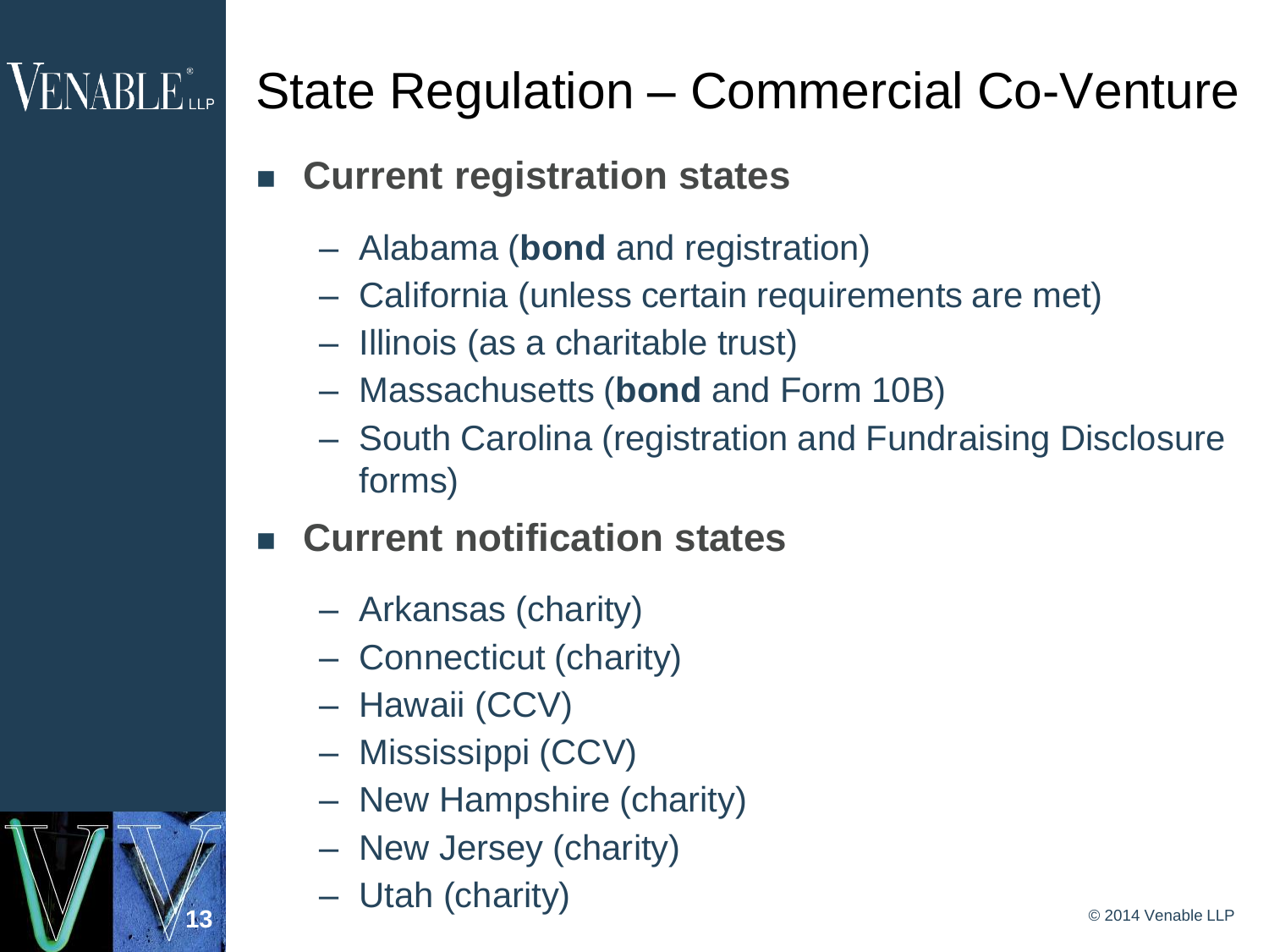# State Regulation – Commercial Co-Venture

- **Current registration states**
  - Alabama (**bond** and registration)
  - California (unless certain requirements are met)
  - Illinois (as a charitable trust)
  - Massachusetts (**bond** and Form 10B)
  - South Carolina (registration and Fundraising Disclosure forms)
- **Current notification states**
  - Arkansas (charity)
  - Connecticut (charity)
  - Hawaii (CCV)
  - Mississippi (CCV)
  - New Hampshire (charity)
  - New Jersey (charity)
  - Utah (charity)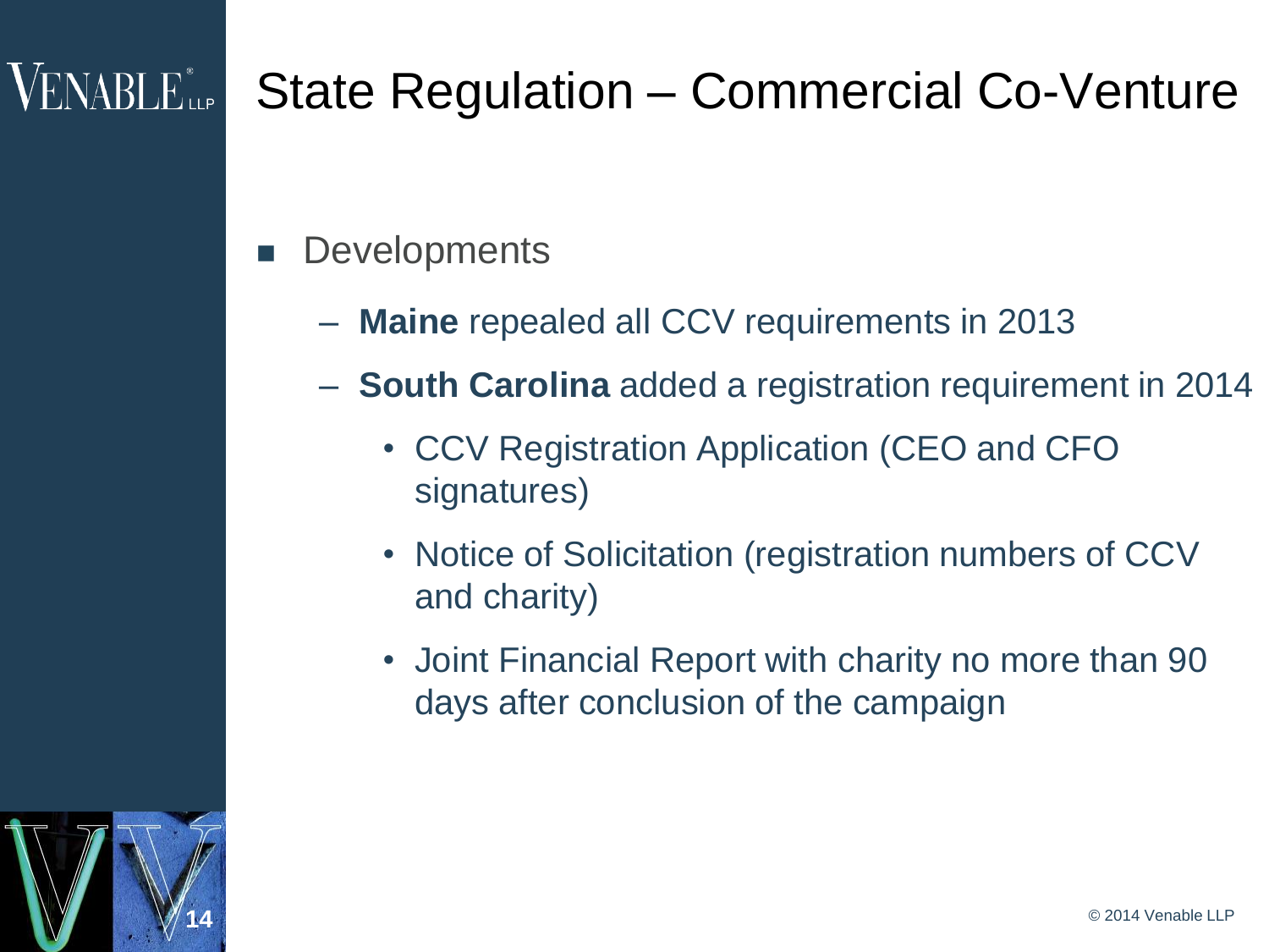# State Regulation – Commercial Co-Venture

- Developments
  - **Maine** repealed all CCV requirements in 2013
  - **South Carolina** added a registration requirement in 2014
    - CCV Registration Application (CEO and CFO signatures)
    - Notice of Solicitation (registration numbers of CCV and charity)
    - Joint Financial Report with charity no more than 90 days after conclusion of the campaign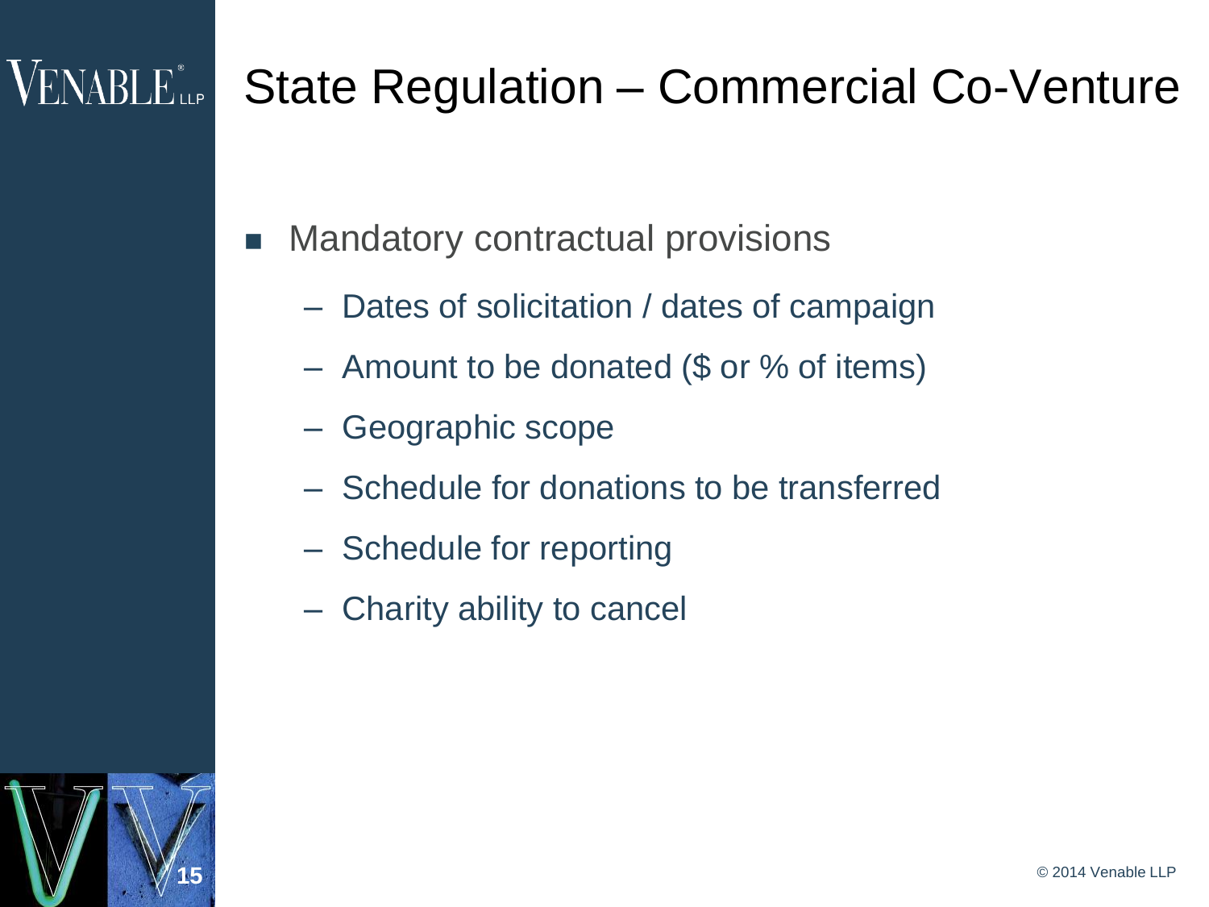# State Regulation – Commercial Co-Venture

- Mandatory contractual provisions
  - Dates of solicitation / dates of campaign
  - Amount to be donated ($ or % of items)
  - Geographic scope
  - Schedule for donations to be transferred
  - Schedule for reporting
  - Charity ability to cancel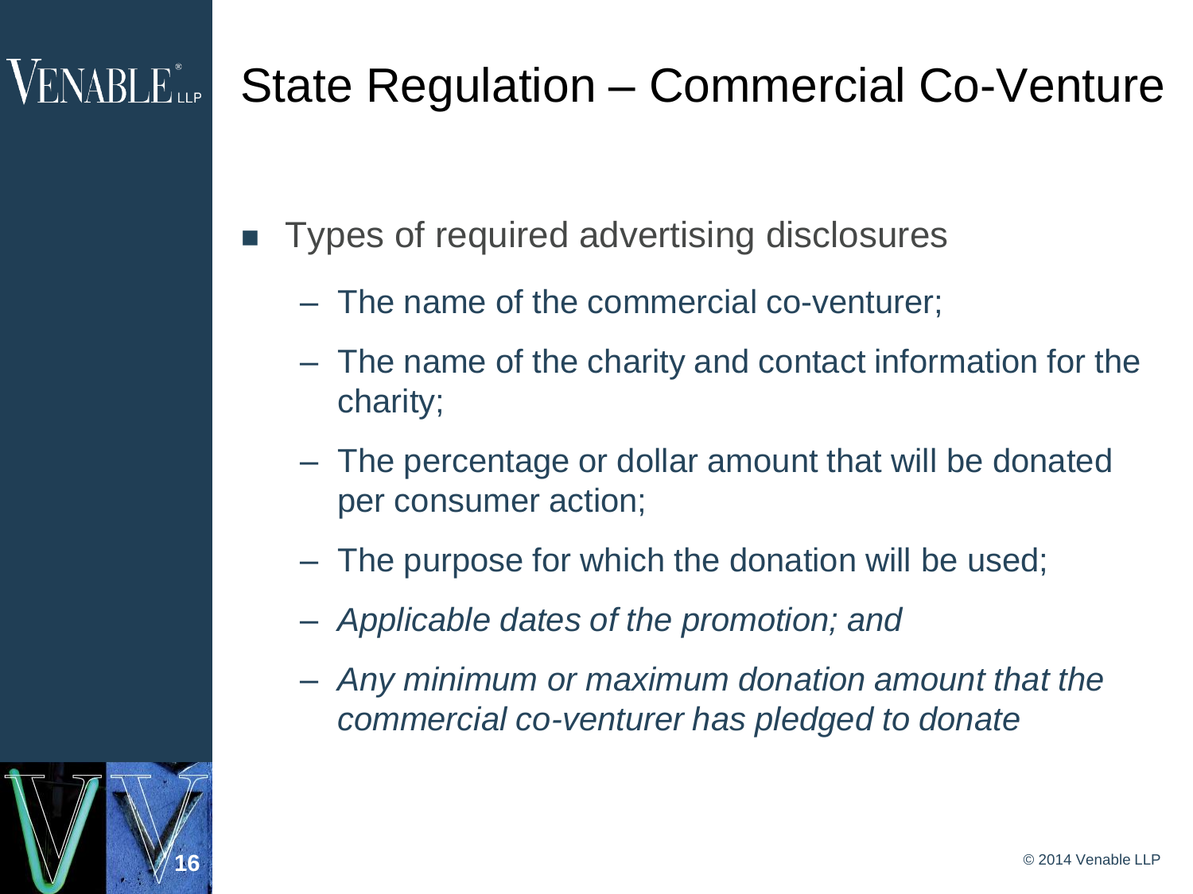# State Regulation – Commercial Co-Venture

- Types of required advertising disclosures
  - The name of the commercial co-venturer;
  - The name of the charity and contact information for the charity;
  - The percentage or dollar amount that will be donated per consumer action;
  - The purpose for which the donation will be used;
  - *Applicable dates of the promotion; and*
  - *Any minimum or maximum donation amount that the commercial co-venturer has pledged to donate*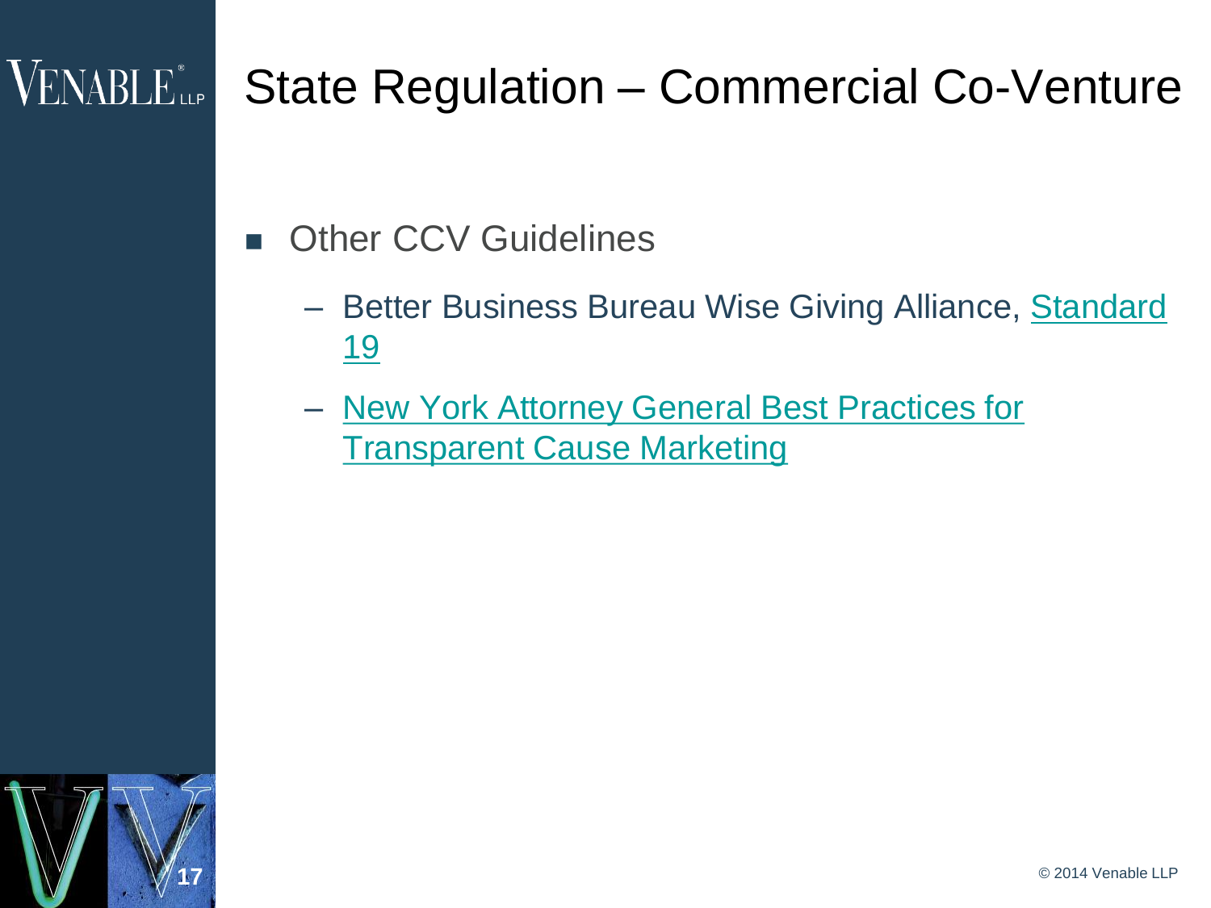# State Regulation – Commercial Co-Venture

- Other CCV Guidelines
  - Better Business Bureau Wise Giving Alliance, Standard 19
  - New York Attorney General Best Practices for Transparent Cause Marketing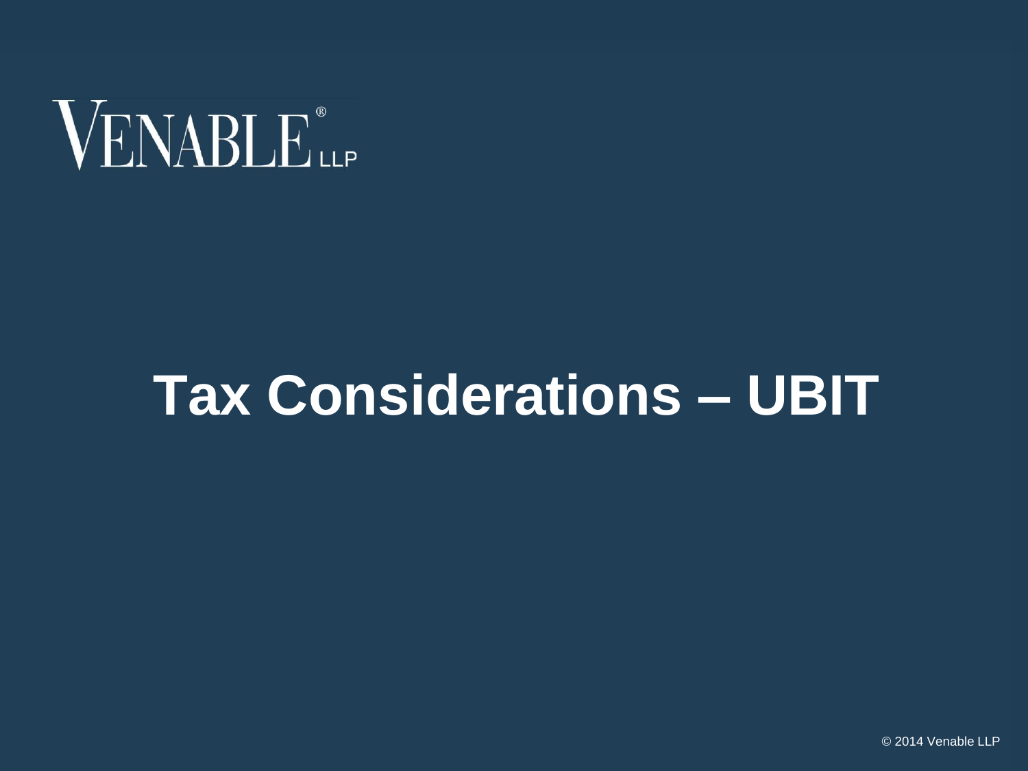# Tax Considerations – UBIT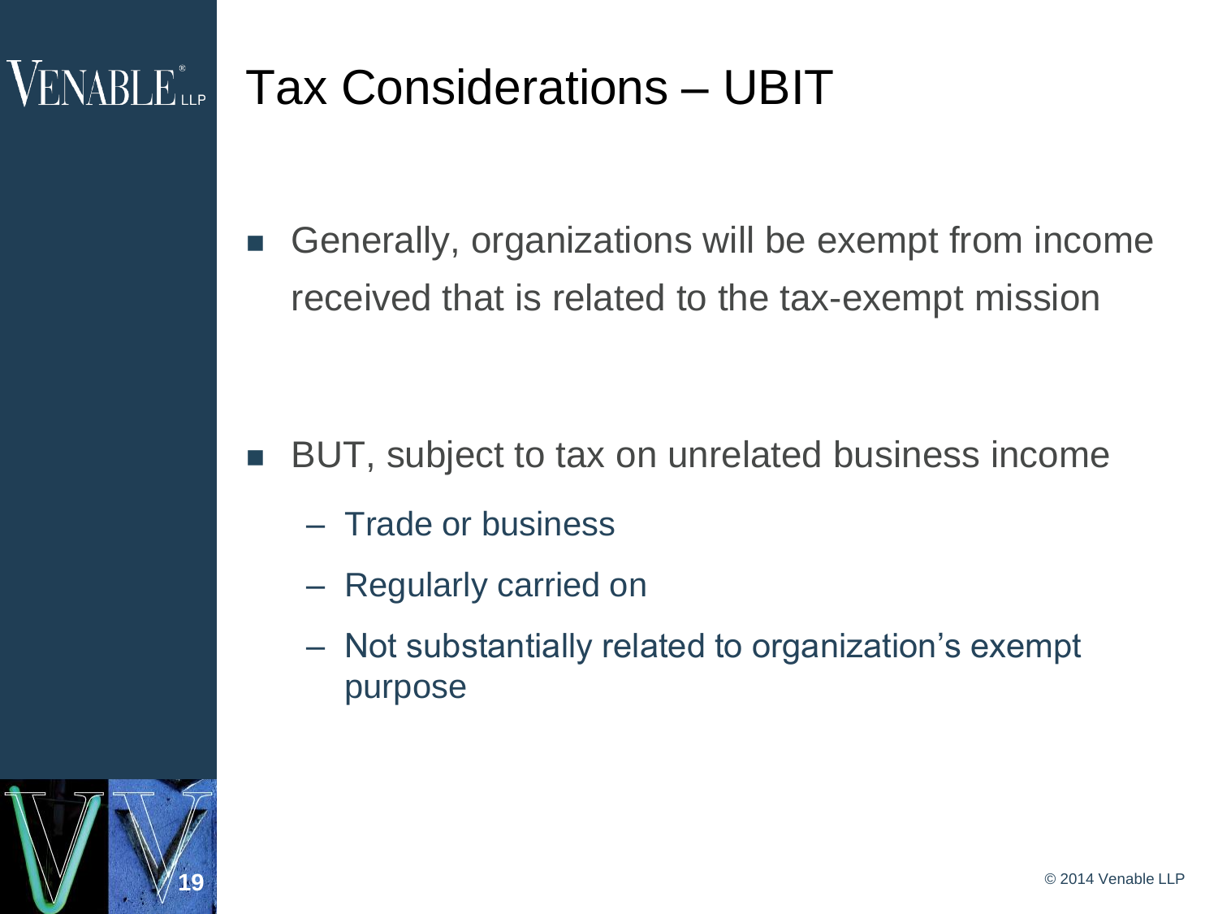# Tax Considerations – UBIT

- Generally, organizations will be exempt from income received that is related to the tax-exempt mission

- BUT, subject to tax on unrelated business income
  - Trade or business
  - Regularly carried on
  - Not substantially related to organization's exempt purpose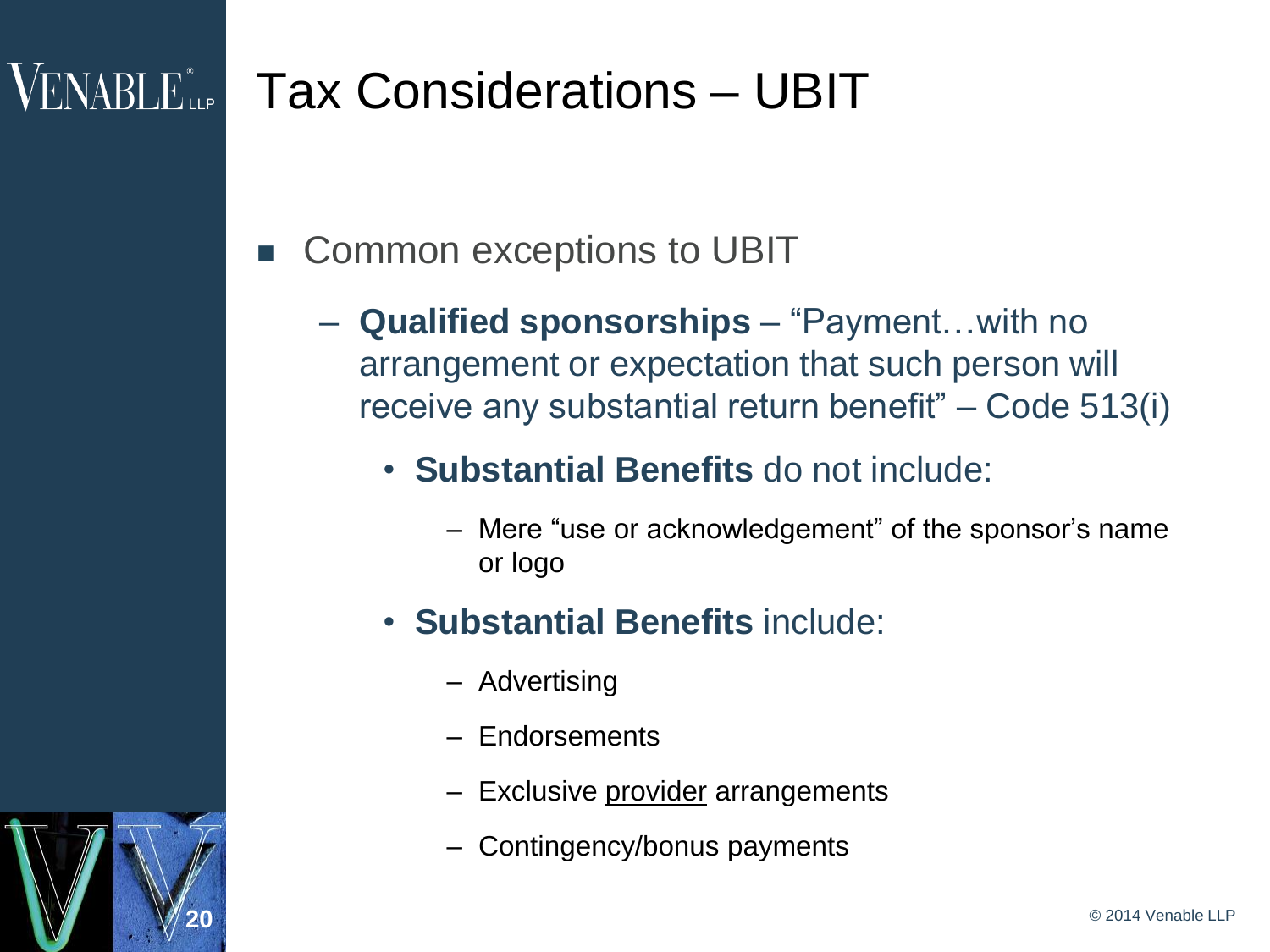# Tax Considerations – UBIT

- Common exceptions to UBIT
  - **Qualified sponsorships** – "Payment…with no arrangement or expectation that such person will receive any substantial return benefit" – Code 513(i)
    - **Substantial Benefits** do not include:
      - Mere "use or acknowledgement" of the sponsor's name or logo
    - **Substantial Benefits** include:
      - Advertising
      - Endorsements
      - Exclusive <u>provider</u> arrangements
      - Contingency/bonus payments

© 2014 Venable LLP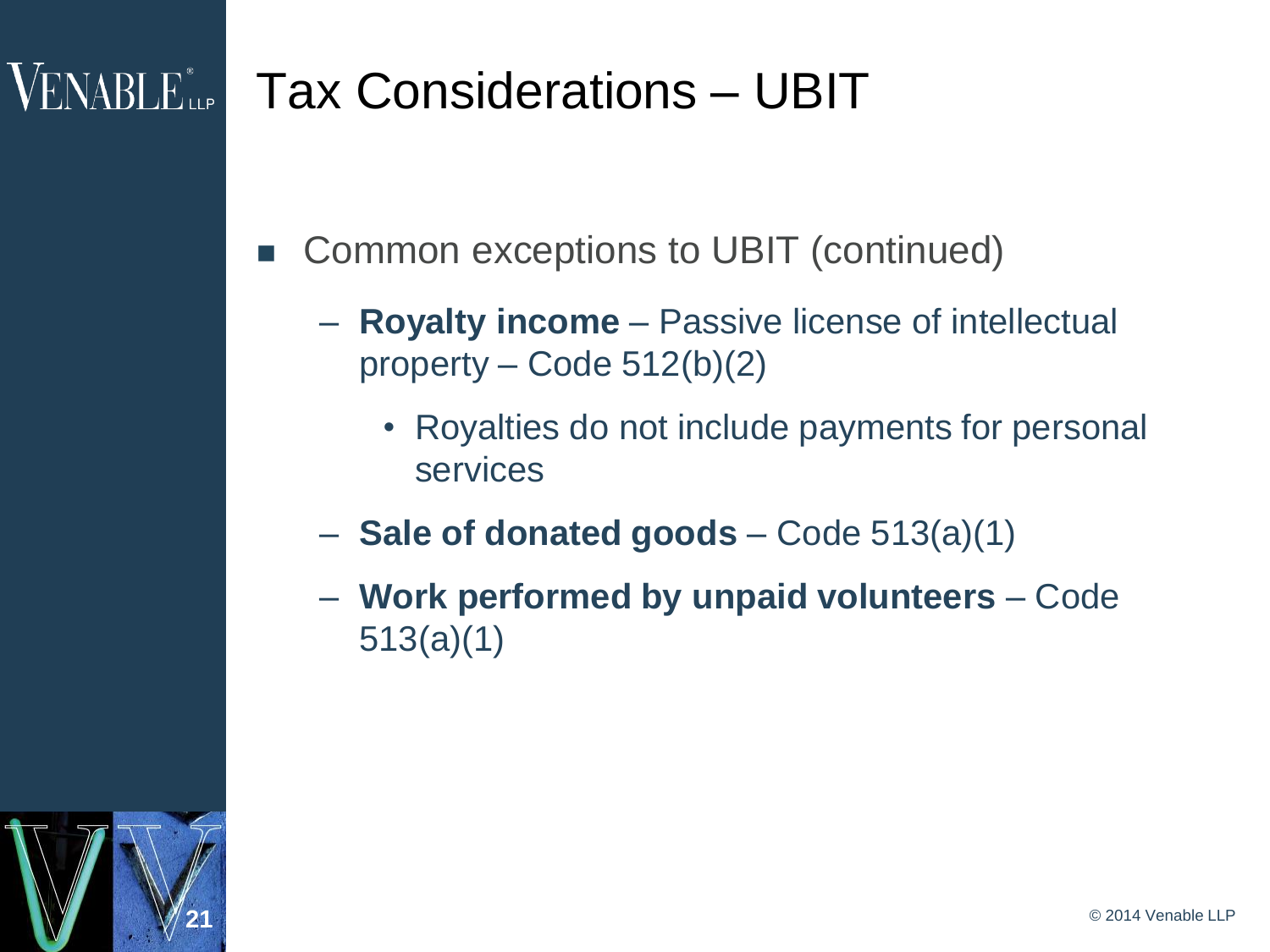# Tax Considerations – UBIT

- Common exceptions to UBIT (continued)
  - **Royalty income** – Passive license of intellectual property – Code 512(b)(2)
    - Royalties do not include payments for personal services
  - **Sale of donated goods** – Code 513(a)(1)
  - **Work performed by unpaid volunteers** – Code 513(a)(1)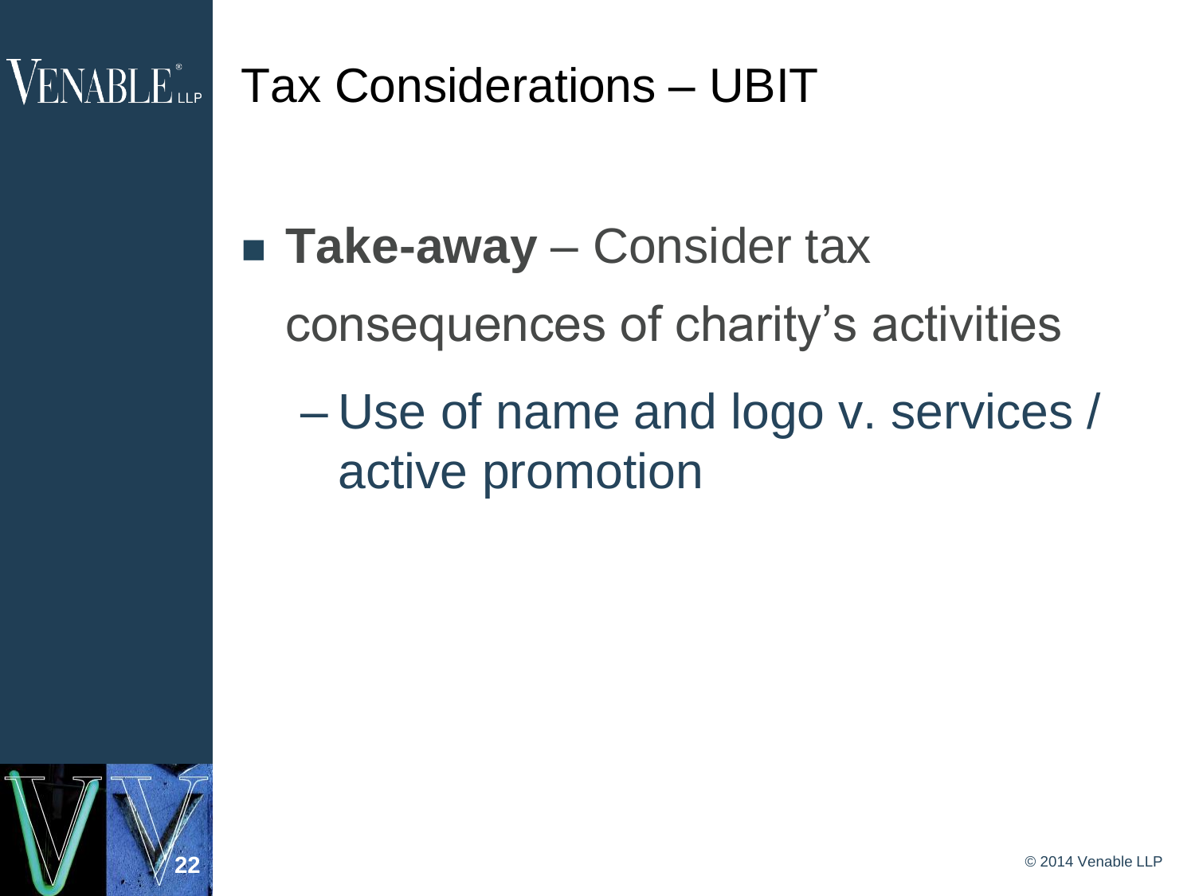# Tax Considerations – UBIT

- **Take-away** – Consider tax consequences of charity's activities
  - Use of name and logo v. services / active promotion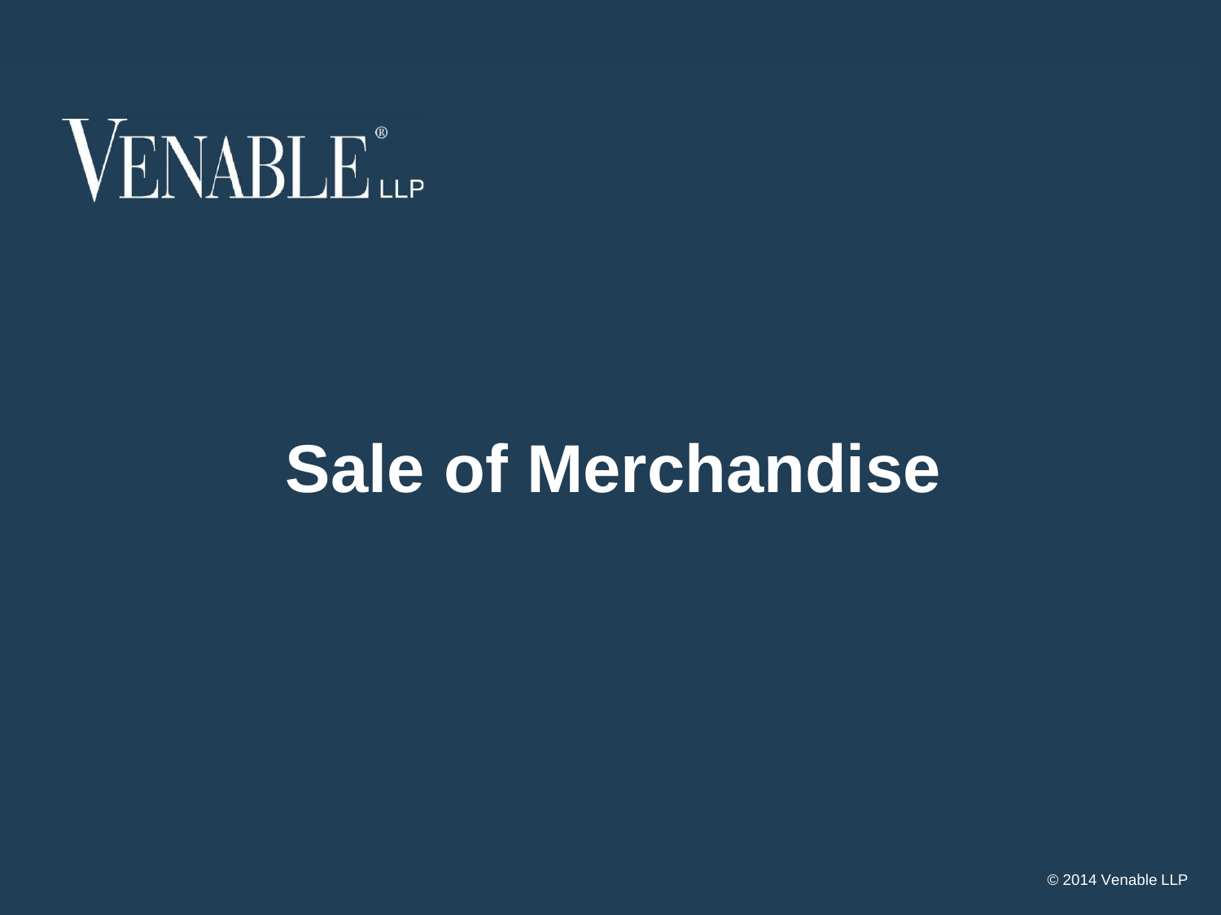# Sale of Merchandise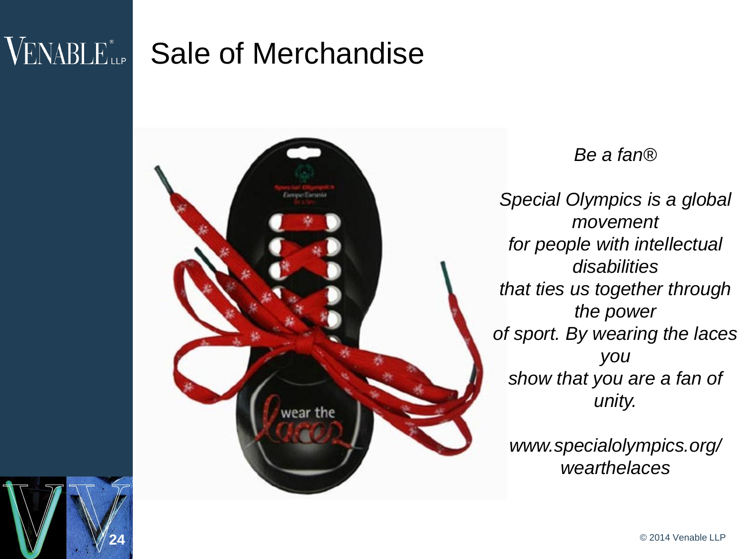# Sale of Merchandise

*Be a fan®*

*Special Olympics is a global movement for people with intellectual disabilities that ties us together through the power of sport. By wearing the laces you show that you are a fan of unity.*

*www.specialolympics.org/wearthelaces*

© 2014 Venable LLP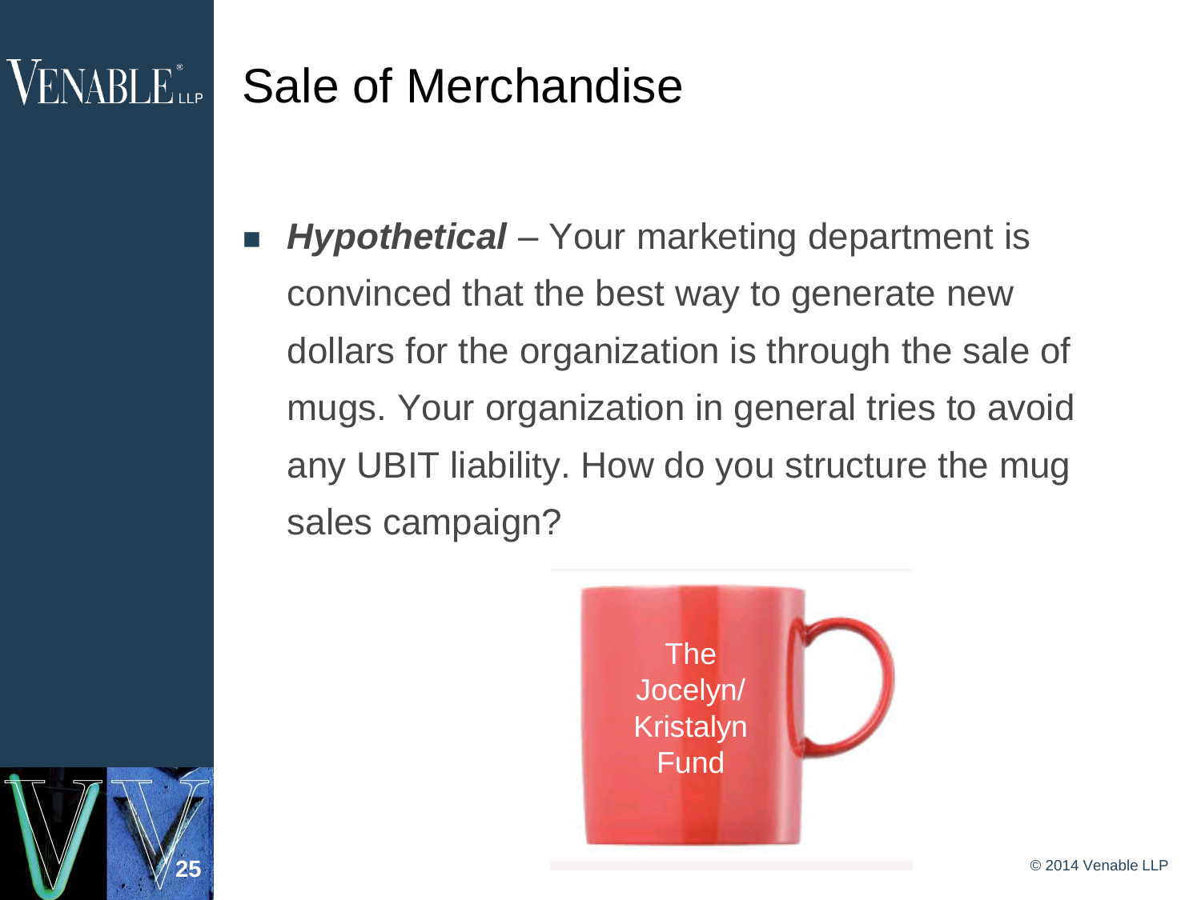# Sale of Merchandise

- ***Hypothetical*** – Your marketing department is convinced that the best way to generate new dollars for the organization is through the sale of mugs. Your organization in general tries to avoid any UBIT liability. How do you structure the mug sales campaign?

The Jocelyn/ Kristalyn Fund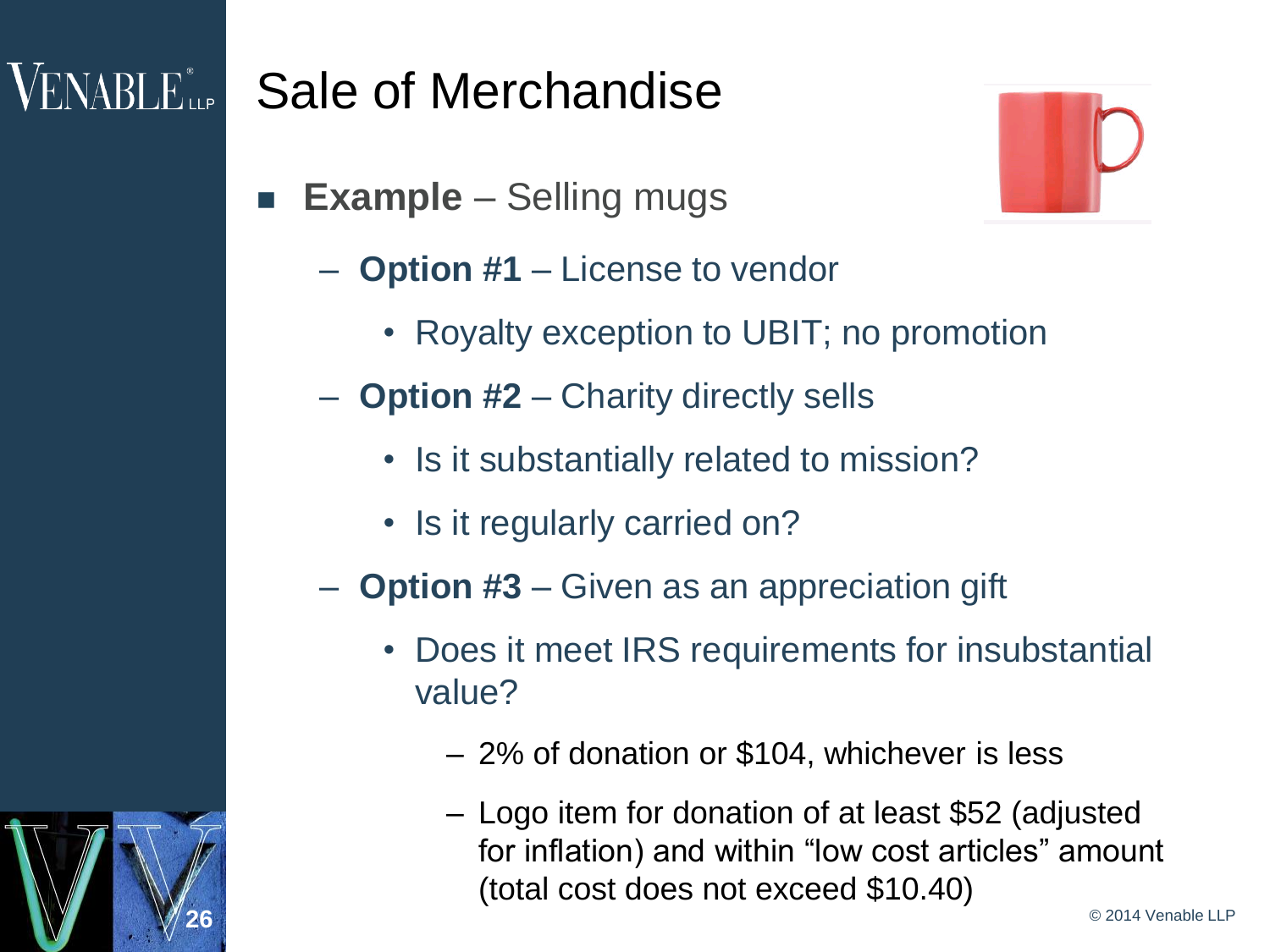# Sale of Merchandise

- **Example** – Selling mugs
  - **Option #1** – License to vendor
    - Royalty exception to UBIT; no promotion
  - **Option #2** – Charity directly sells
    - Is it substantially related to mission?
    - Is it regularly carried on?
  - **Option #3** – Given as an appreciation gift
    - Does it meet IRS requirements for insubstantial value?
      - 2% of donation or $104, whichever is less
      - Logo item for donation of at least $52 (adjusted for inflation) and within “low cost articles” amount (total cost does not exceed $10.40)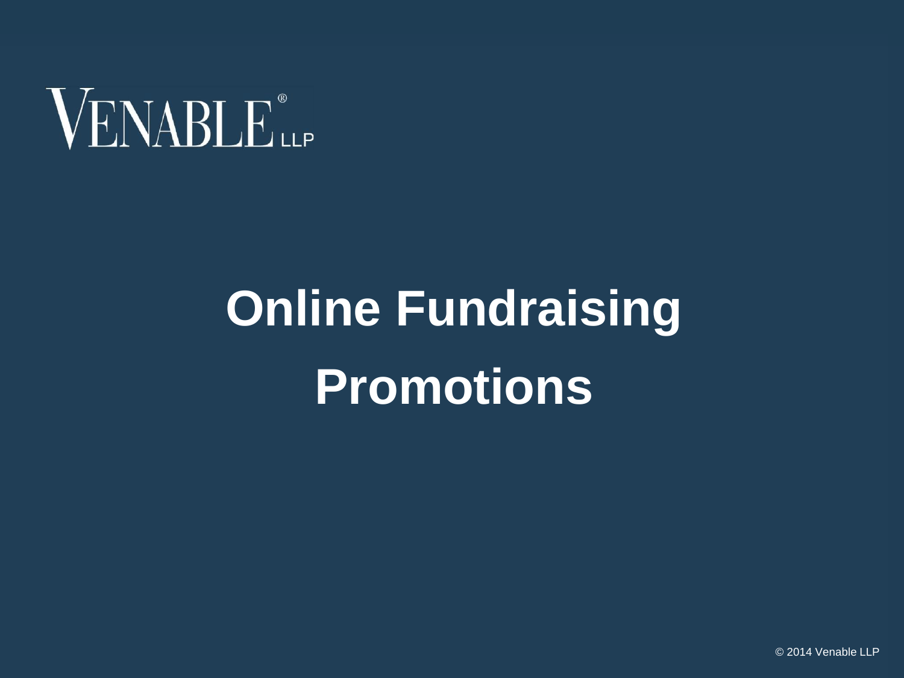# Online Fundraising Promotions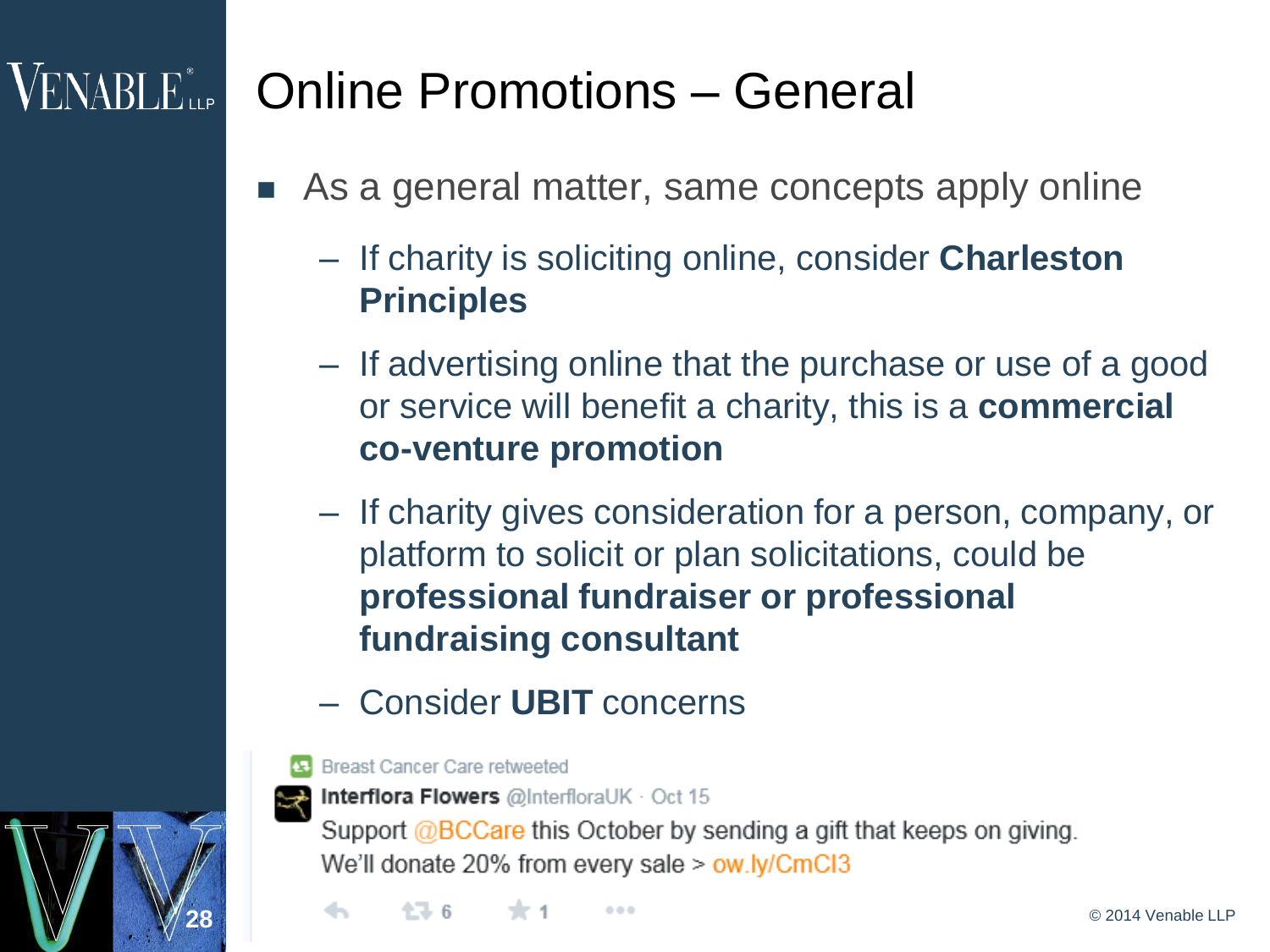# Online Promotions – General

- As a general matter, same concepts apply online
  - If charity is soliciting online, consider **Charleston Principles**
  - If advertising online that the purchase or use of a good or service will benefit a charity, this is a **commercial co-venture promotion**
  - If charity gives consideration for a person, company, or platform to solicit or plan solicitations, could be **professional fundraiser or professional fundraising consultant**
  - Consider **UBIT** concerns

Breast Cancer Care retweeted

**Interflora Flowers** @InterfloraUK · Oct 15

Support @BCCare this October by sending a gift that keeps on giving. We'll donate 20% from every sale > ow.ly/CmCI3

6 1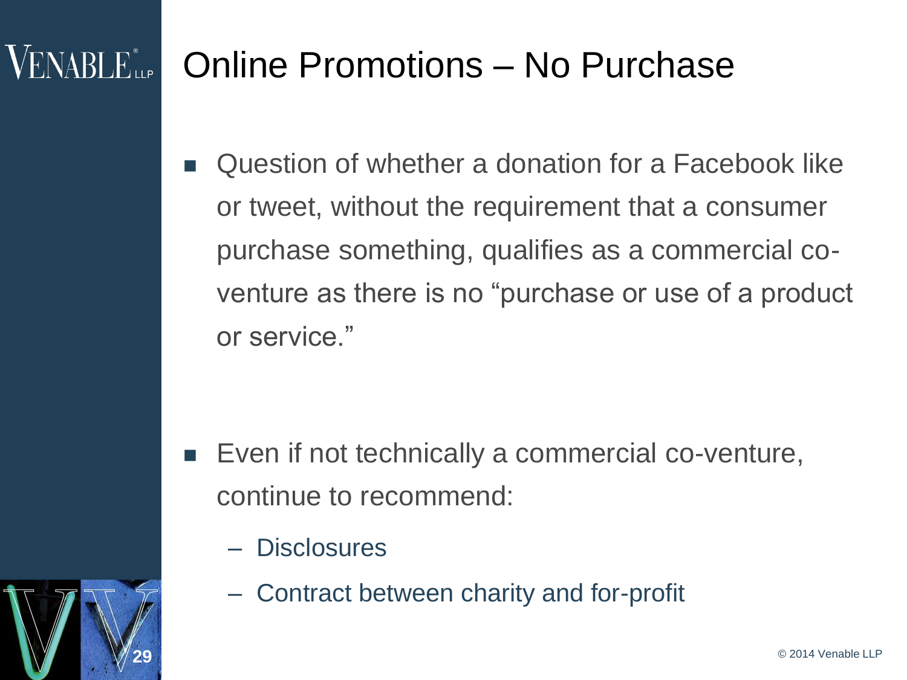# Online Promotions – No Purchase

- Question of whether a donation for a Facebook like or tweet, without the requirement that a consumer purchase something, qualifies as a commercial co-venture as there is no "purchase or use of a product or service."

- Even if not technically a commercial co-venture, continue to recommend:
  - Disclosures
  - Contract between charity and for-profit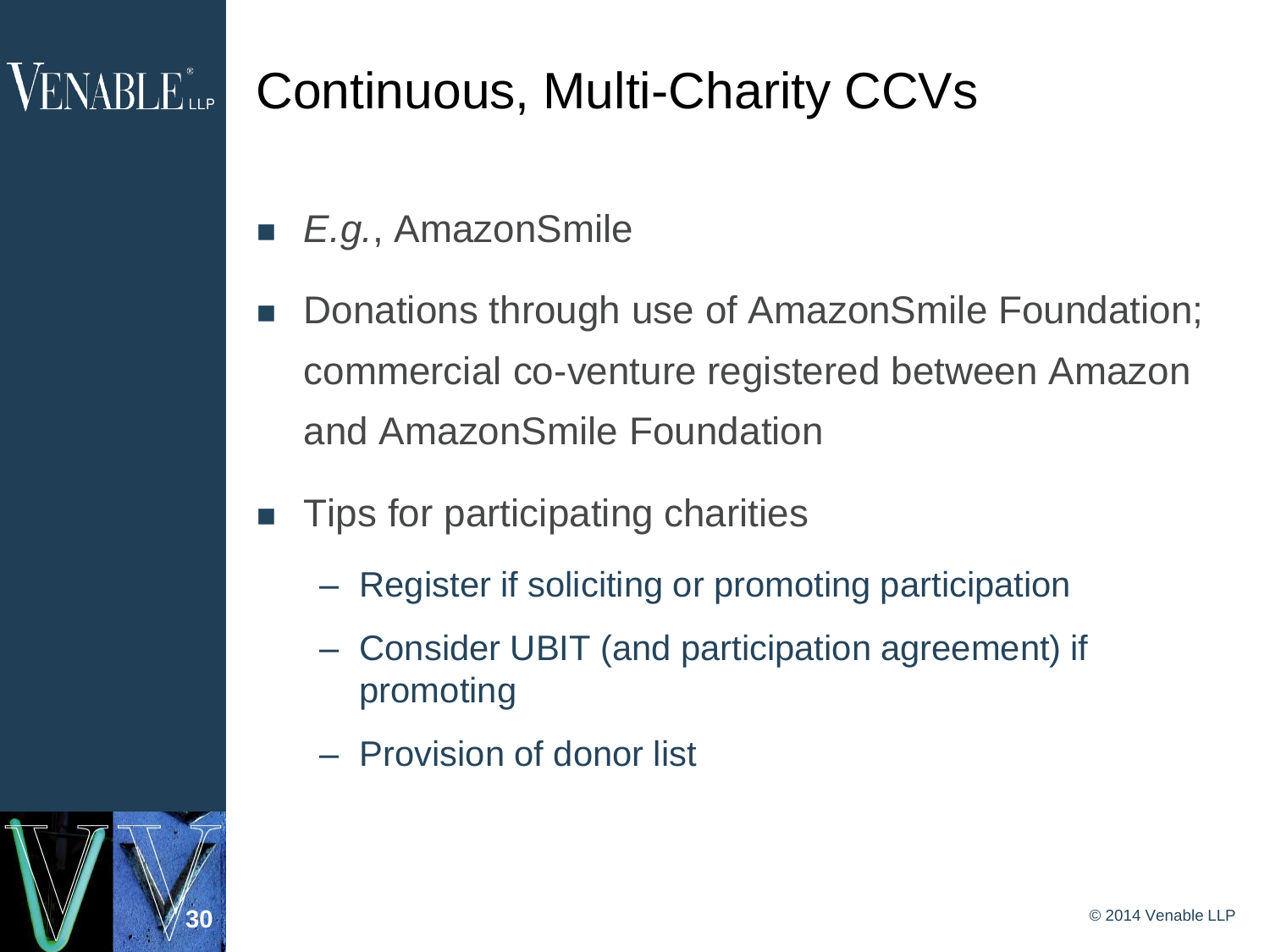# Continuous, Multi-Charity CCVs

- *E.g.*, AmazonSmile
- Donations through use of AmazonSmile Foundation; commercial co-venture registered between Amazon and AmazonSmile Foundation
- Tips for participating charities
  - Register if soliciting or promoting participation
  - Consider UBIT (and participation agreement) if promoting
  - Provision of donor list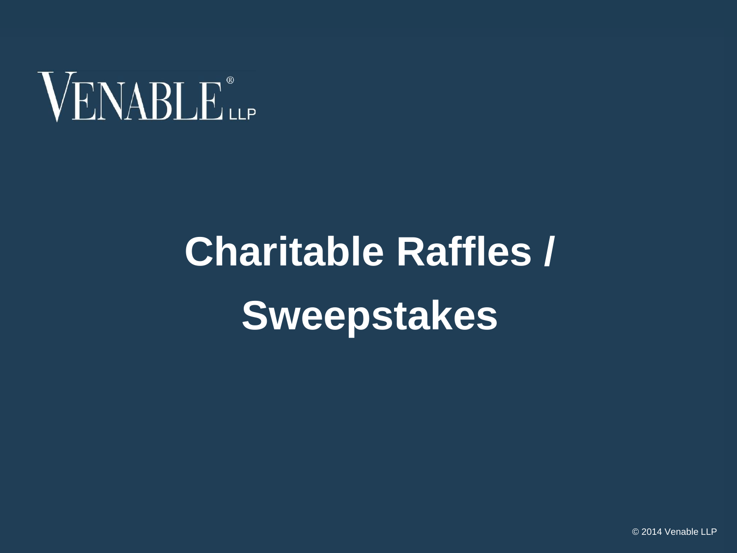# Charitable Raffles / Sweepstakes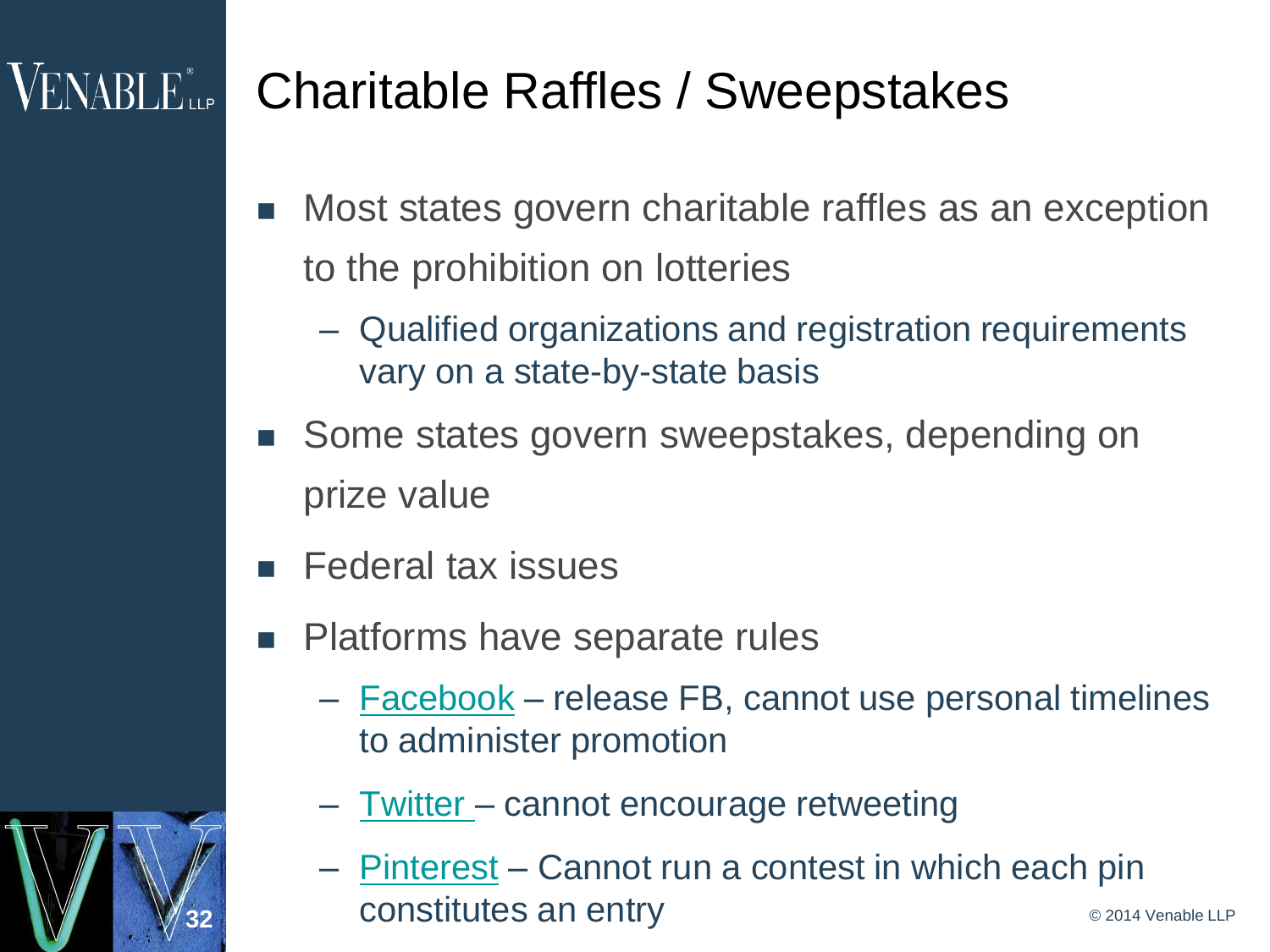# Charitable Raffles / Sweepstakes

- Most states govern charitable raffles as an exception to the prohibition on lotteries
  - Qualified organizations and registration requirements vary on a state-by-state basis
- Some states govern sweepstakes, depending on prize value
- Federal tax issues
- Platforms have separate rules
  - Facebook – release FB, cannot use personal timelines to administer promotion
  - Twitter – cannot encourage retweeting
  - Pinterest – Cannot run a contest in which each pin constitutes an entry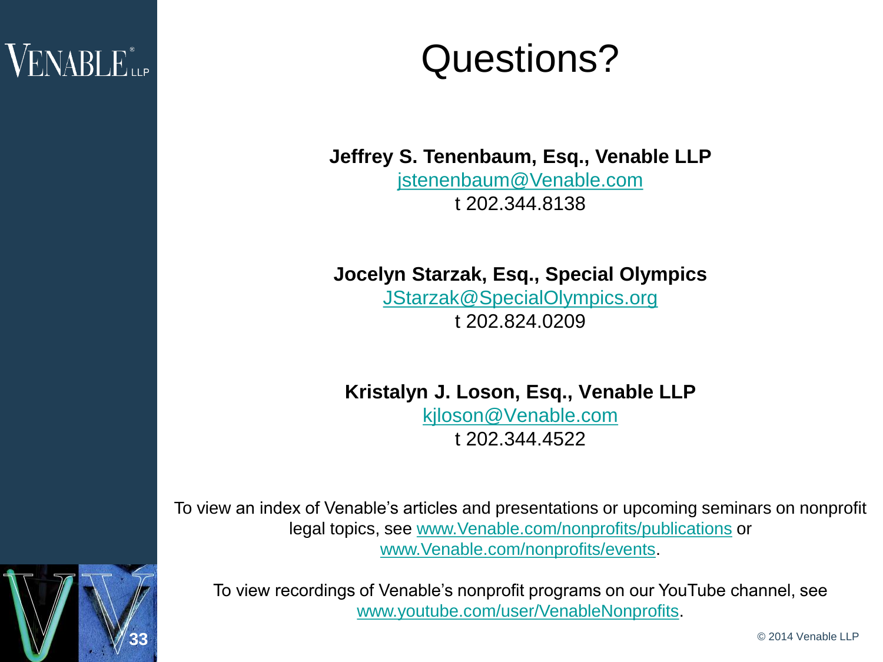# Questions?

**Jeffrey S. Tenenbaum, Esq., Venable LLP**
jstenenbaum@Venable.com
t 202.344.8138

**Jocelyn Starzak, Esq., Special Olympics**
JStarzak@SpecialOlympics.org
t 202.824.0209

**Kristalyn J. Loson, Esq., Venable LLP**
kjloson@Venable.com
t 202.344.4522

To view an index of Venable's articles and presentations or upcoming seminars on nonprofit legal topics, see www.Venable.com/nonprofits/publications or www.Venable.com/nonprofits/events.

To view recordings of Venable's nonprofit programs on our YouTube channel, see www.youtube.com/user/VenableNonprofits.

© 2014 Venable LLP